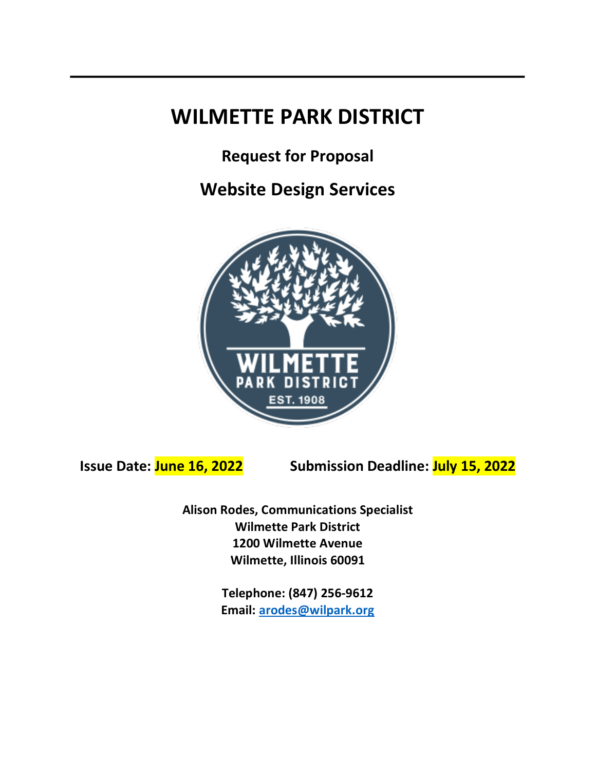# WILMETTE PARK DISTRICT

## Request for Proposal

## Website Design Services

**Issue Date: June 16, 2022** **Submission Deadline: July 15, 2022**

**Alison Rodes, Communications Specialist**
**Wilmette Park District**
**1200 Wilmette Avenue**
**Wilmette, Illinois 60091**

**Telephone: (847) 256-9612**
**Email: arodes@wilpark.org**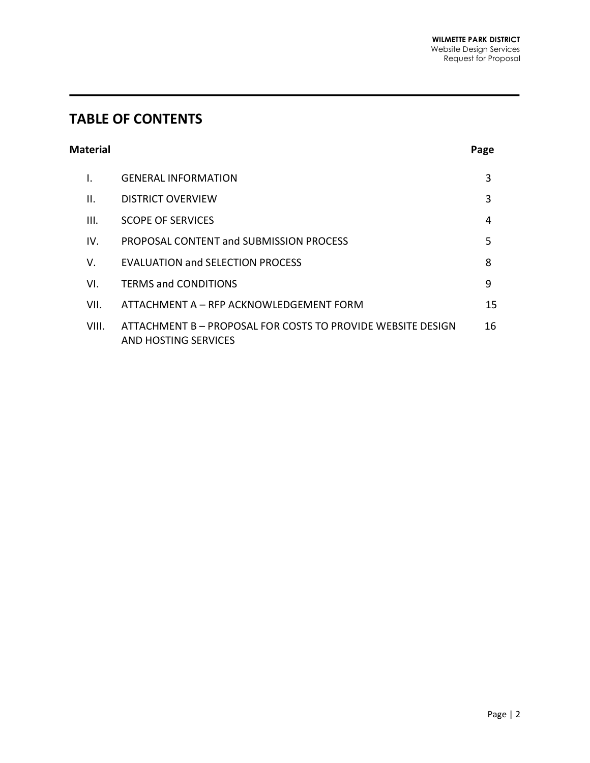# TABLE OF CONTENTS

| Material | | Page |
|---|---|---|
| I. | GENERAL INFORMATION | 3 |
| II. | DISTRICT OVERVIEW | 3 |
| III. | SCOPE OF SERVICES | 4 |
| IV. | PROPOSAL CONTENT and SUBMISSION PROCESS | 5 |
| V. | EVALUATION and SELECTION PROCESS | 8 |
| VI. | TERMS and CONDITIONS | 9 |
| VII. | ATTACHMENT A – RFP ACKNOWLEDGEMENT FORM | 15 |
| VIII. | ATTACHMENT B – PROPOSAL FOR COSTS TO PROVIDE WEBSITE DESIGN AND HOSTING SERVICES | 16 |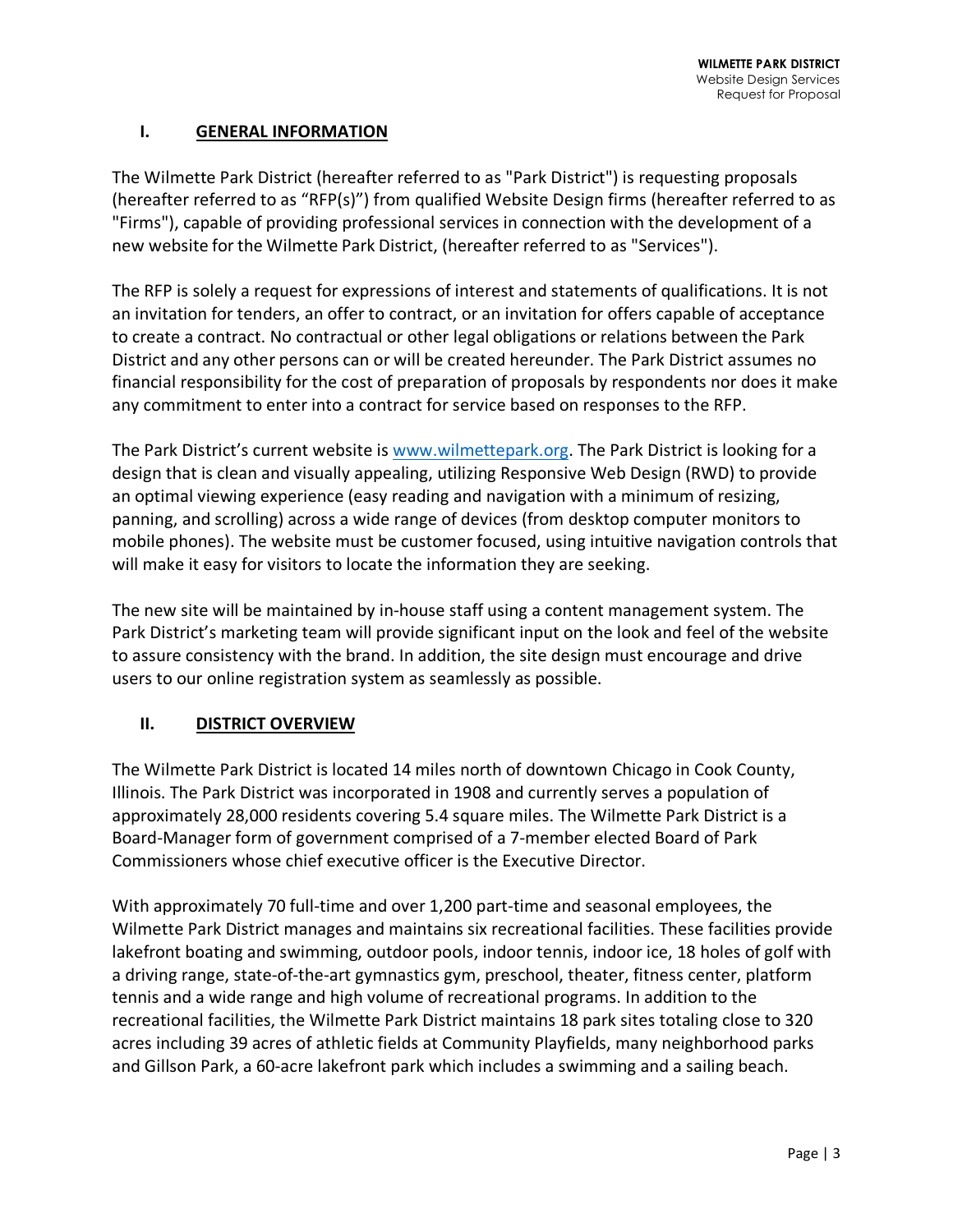## I. GENERAL INFORMATION

The Wilmette Park District (hereafter referred to as "Park District") is requesting proposals (hereafter referred to as "RFP(s)") from qualified Website Design firms (hereafter referred to as "Firms"), capable of providing professional services in connection with the development of a new website for the Wilmette Park District, (hereafter referred to as "Services").

The RFP is solely a request for expressions of interest and statements of qualifications. It is not an invitation for tenders, an offer to contract, or an invitation for offers capable of acceptance to create a contract. No contractual or other legal obligations or relations between the Park District and any other persons can or will be created hereunder. The Park District assumes no financial responsibility for the cost of preparation of proposals by respondents nor does it make any commitment to enter into a contract for service based on responses to the RFP.

The Park District's current website is [www.wilmettepark.org](http://www.wilmettepark.org). The Park District is looking for a design that is clean and visually appealing, utilizing Responsive Web Design (RWD) to provide an optimal viewing experience (easy reading and navigation with a minimum of resizing, panning, and scrolling) across a wide range of devices (from desktop computer monitors to mobile phones). The website must be customer focused, using intuitive navigation controls that will make it easy for visitors to locate the information they are seeking.

The new site will be maintained by in-house staff using a content management system. The Park District's marketing team will provide significant input on the look and feel of the website to assure consistency with the brand. In addition, the site design must encourage and drive users to our online registration system as seamlessly as possible.

## II. DISTRICT OVERVIEW

The Wilmette Park District is located 14 miles north of downtown Chicago in Cook County, Illinois. The Park District was incorporated in 1908 and currently serves a population of approximately 28,000 residents covering 5.4 square miles. The Wilmette Park District is a Board-Manager form of government comprised of a 7-member elected Board of Park Commissioners whose chief executive officer is the Executive Director.

With approximately 70 full-time and over 1,200 part-time and seasonal employees, the Wilmette Park District manages and maintains six recreational facilities. These facilities provide lakefront boating and swimming, outdoor pools, indoor tennis, indoor ice, 18 holes of golf with a driving range, state-of-the-art gymnastics gym, preschool, theater, fitness center, platform tennis and a wide range and high volume of recreational programs. In addition to the recreational facilities, the Wilmette Park District maintains 18 park sites totaling close to 320 acres including 39 acres of athletic fields at Community Playfields, many neighborhood parks and Gillson Park, a 60-acre lakefront park which includes a swimming and a sailing beach.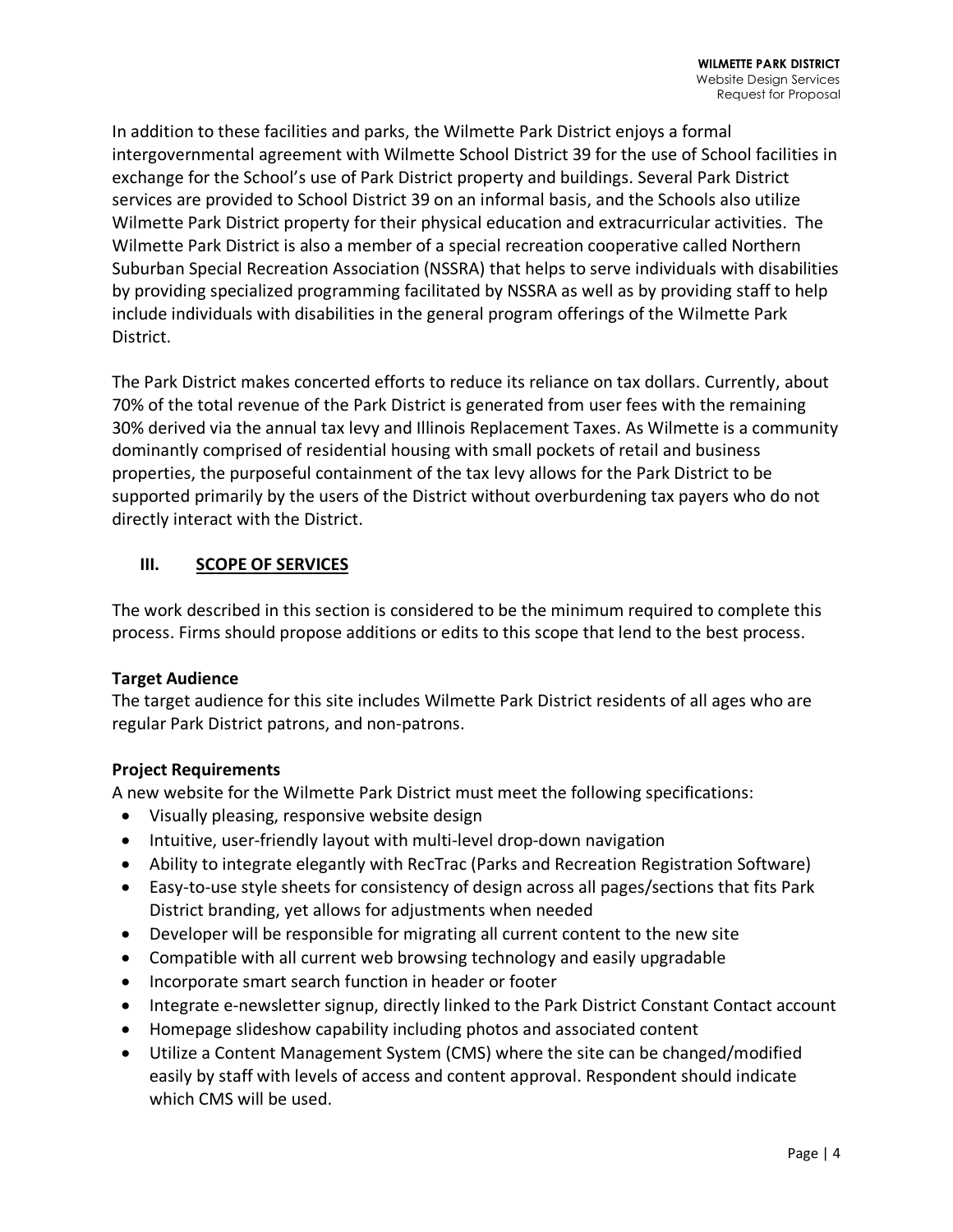In addition to these facilities and parks, the Wilmette Park District enjoys a formal intergovernmental agreement with Wilmette School District 39 for the use of School facilities in exchange for the School's use of Park District property and buildings. Several Park District services are provided to School District 39 on an informal basis, and the Schools also utilize Wilmette Park District property for their physical education and extracurricular activities. The Wilmette Park District is also a member of a special recreation cooperative called Northern Suburban Special Recreation Association (NSSRA) that helps to serve individuals with disabilities by providing specialized programming facilitated by NSSRA as well as by providing staff to help include individuals with disabilities in the general program offerings of the Wilmette Park District.

The Park District makes concerted efforts to reduce its reliance on tax dollars. Currently, about 70% of the total revenue of the Park District is generated from user fees with the remaining 30% derived via the annual tax levy and Illinois Replacement Taxes. As Wilmette is a community dominantly comprised of residential housing with small pockets of retail and business properties, the purposeful containment of the tax levy allows for the Park District to be supported primarily by the users of the District without overburdening tax payers who do not directly interact with the District.

## III. SCOPE OF SERVICES

The work described in this section is considered to be the minimum required to complete this process. Firms should propose additions or edits to this scope that lend to the best process.

**Target Audience**

The target audience for this site includes Wilmette Park District residents of all ages who are regular Park District patrons, and non-patrons.

**Project Requirements**

A new website for the Wilmette Park District must meet the following specifications:

- Visually pleasing, responsive website design
- Intuitive, user-friendly layout with multi-level drop-down navigation
- Ability to integrate elegantly with RecTrac (Parks and Recreation Registration Software)
- Easy-to-use style sheets for consistency of design across all pages/sections that fits Park District branding, yet allows for adjustments when needed
- Developer will be responsible for migrating all current content to the new site
- Compatible with all current web browsing technology and easily upgradable
- Incorporate smart search function in header or footer
- Integrate e-newsletter signup, directly linked to the Park District Constant Contact account
- Homepage slideshow capability including photos and associated content
- Utilize a Content Management System (CMS) where the site can be changed/modified easily by staff with levels of access and content approval. Respondent should indicate which CMS will be used.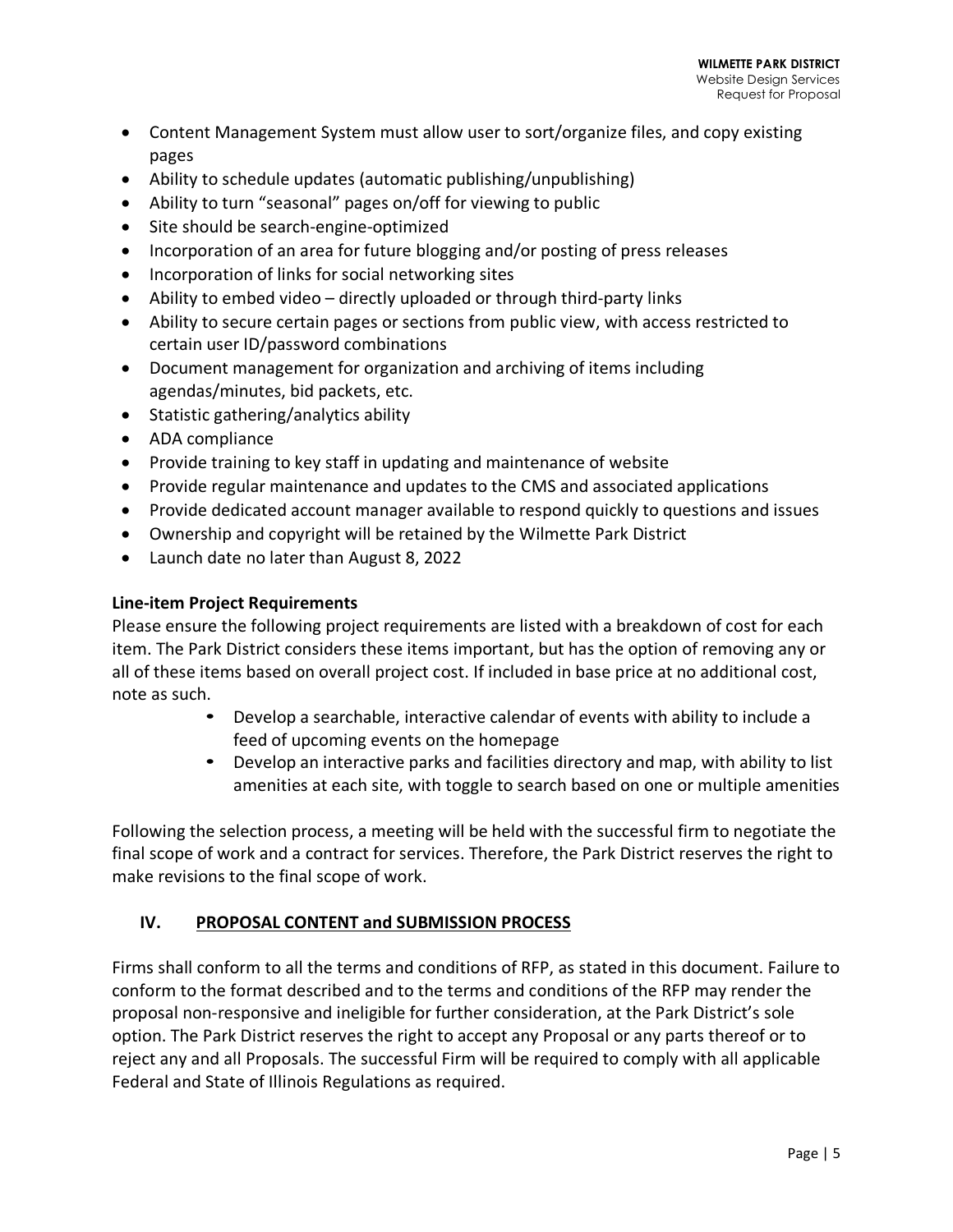- Content Management System must allow user to sort/organize files, and copy existing pages
- Ability to schedule updates (automatic publishing/unpublishing)
- Ability to turn "seasonal" pages on/off for viewing to public
- Site should be search-engine-optimized
- Incorporation of an area for future blogging and/or posting of press releases
- Incorporation of links for social networking sites
- Ability to embed video – directly uploaded or through third-party links
- Ability to secure certain pages or sections from public view, with access restricted to certain user ID/password combinations
- Document management for organization and archiving of items including agendas/minutes, bid packets, etc.
- Statistic gathering/analytics ability
- ADA compliance
- Provide training to key staff in updating and maintenance of website
- Provide regular maintenance and updates to the CMS and associated applications
- Provide dedicated account manager available to respond quickly to questions and issues
- Ownership and copyright will be retained by the Wilmette Park District
- Launch date no later than August 8, 2022

**Line-item Project Requirements**

Please ensure the following project requirements are listed with a breakdown of cost for each item. The Park District considers these items important, but has the option of removing any or all of these items based on overall project cost. If included in base price at no additional cost, note as such.

- Develop a searchable, interactive calendar of events with ability to include a feed of upcoming events on the homepage
- Develop an interactive parks and facilities directory and map, with ability to list amenities at each site, with toggle to search based on one or multiple amenities

Following the selection process, a meeting will be held with the successful firm to negotiate the final scope of work and a contract for services. Therefore, the Park District reserves the right to make revisions to the final scope of work.

## IV. PROPOSAL CONTENT and SUBMISSION PROCESS

Firms shall conform to all the terms and conditions of RFP, as stated in this document. Failure to conform to the format described and to the terms and conditions of the RFP may render the proposal non-responsive and ineligible for further consideration, at the Park District's sole option. The Park District reserves the right to accept any Proposal or any parts thereof or to reject any and all Proposals. The successful Firm will be required to comply with all applicable Federal and State of Illinois Regulations as required.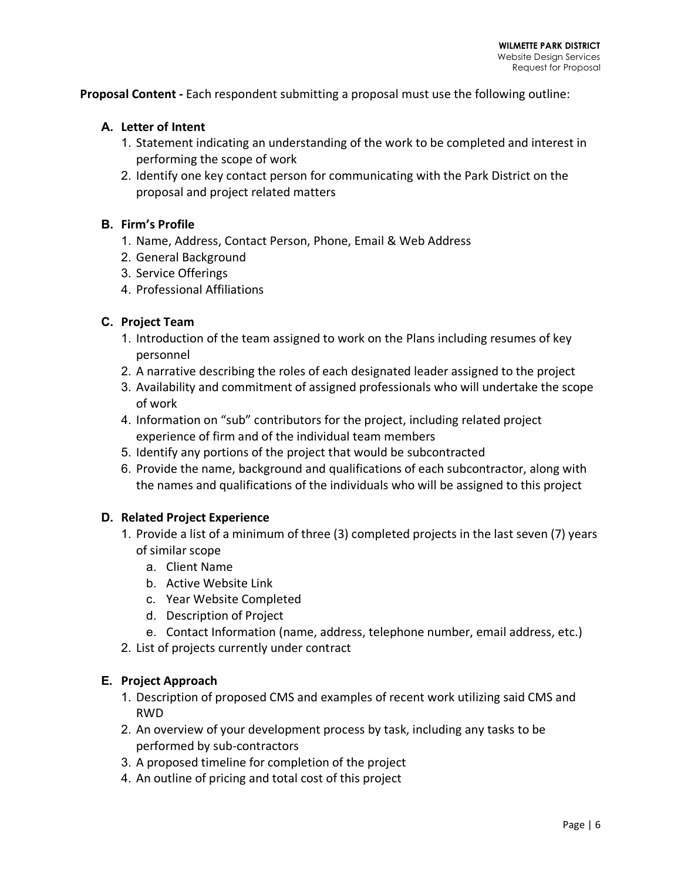**Proposal Content -** Each respondent submitting a proposal must use the following outline:

**A. Letter of Intent**

1. Statement indicating an understanding of the work to be completed and interest in performing the scope of work
2. Identify one key contact person for communicating with the Park District on the proposal and project related matters

**B. Firm's Profile**

1. Name, Address, Contact Person, Phone, Email & Web Address
2. General Background
3. Service Offerings
4. Professional Affiliations

**C. Project Team**

1. Introduction of the team assigned to work on the Plans including resumes of key personnel
2. A narrative describing the roles of each designated leader assigned to the project
3. Availability and commitment of assigned professionals who will undertake the scope of work
4. Information on "sub" contributors for the project, including related project experience of firm and of the individual team members
5. Identify any portions of the project that would be subcontracted
6. Provide the name, background and qualifications of each subcontractor, along with the names and qualifications of the individuals who will be assigned to this project

**D. Related Project Experience**

1. Provide a list of a minimum of three (3) completed projects in the last seven (7) years of similar scope
   a. Client Name
   b. Active Website Link
   c. Year Website Completed
   d. Description of Project
   e. Contact Information (name, address, telephone number, email address, etc.)
2. List of projects currently under contract

**E. Project Approach**

1. Description of proposed CMS and examples of recent work utilizing said CMS and RWD
2. An overview of your development process by task, including any tasks to be performed by sub-contractors
3. A proposed timeline for completion of the project
4. An outline of pricing and total cost of this project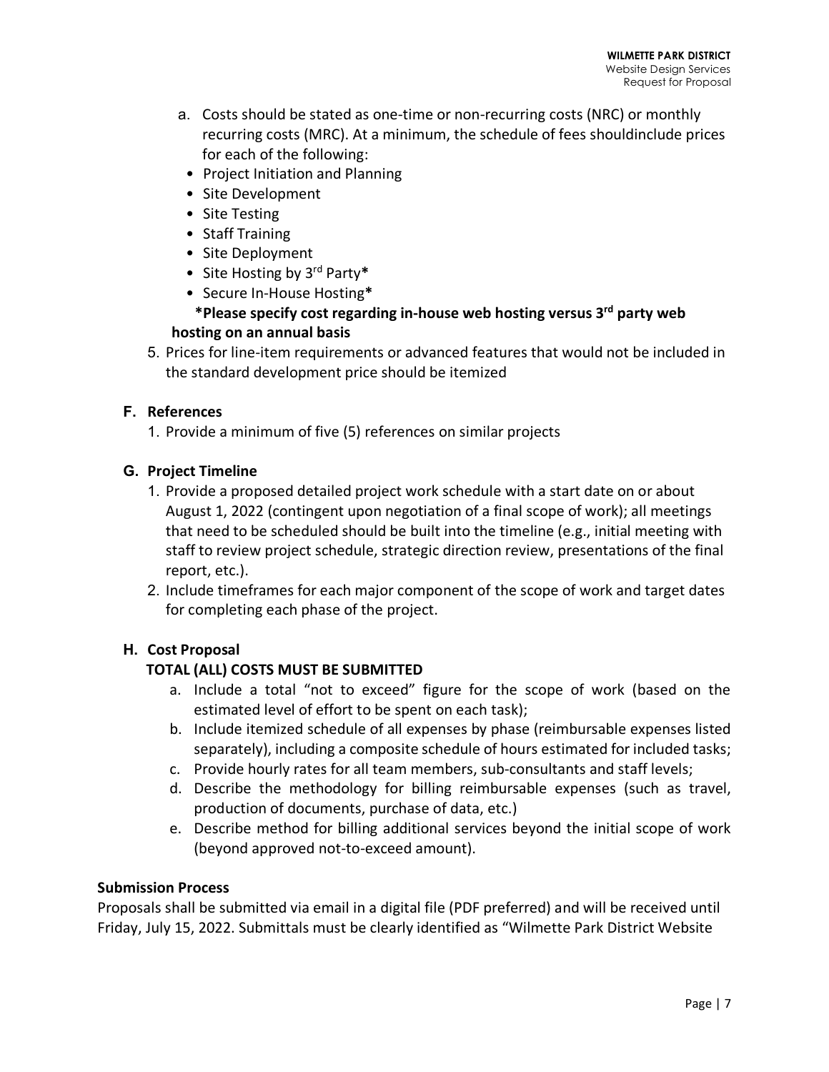a. Costs should be stated as one-time or non-recurring costs (NRC) or monthly recurring costs (MRC). At a minimum, the schedule of fees shouldinclude prices for each of the following:
   - Project Initiation and Planning
   - Site Development
   - Site Testing
   - Staff Training
   - Site Deployment
   - Site Hosting by 3rd Party**\***
   - Secure In-House Hosting**\***

   **\*Please specify cost regarding in-house web hosting versus 3rd party web hosting on an annual basis**

5. Prices for line-item requirements or advanced features that would not be included in the standard development price should be itemized

### F. References

1. Provide a minimum of five (5) references on similar projects

### G. Project Timeline

1. Provide a proposed detailed project work schedule with a start date on or about August 1, 2022 (contingent upon negotiation of a final scope of work); all meetings that need to be scheduled should be built into the timeline (e.g., initial meeting with staff to review project schedule, strategic direction review, presentations of the final report, etc.).
2. Include timeframes for each major component of the scope of work and target dates for completing each phase of the project.

### H. Cost Proposal

**TOTAL (ALL) COSTS MUST BE SUBMITTED**

a. Include a total "not to exceed" figure for the scope of work (based on the estimated level of effort to be spent on each task);
b. Include itemized schedule of all expenses by phase (reimbursable expenses listed separately), including a composite schedule of hours estimated for included tasks;
c. Provide hourly rates for all team members, sub-consultants and staff levels;
d. Describe the methodology for billing reimbursable expenses (such as travel, production of documents, purchase of data, etc.)
e. Describe method for billing additional services beyond the initial scope of work (beyond approved not-to-exceed amount).

**Submission Process**

Proposals shall be submitted via email in a digital file (PDF preferred) and will be received until Friday, July 15, 2022. Submittals must be clearly identified as "Wilmette Park District Website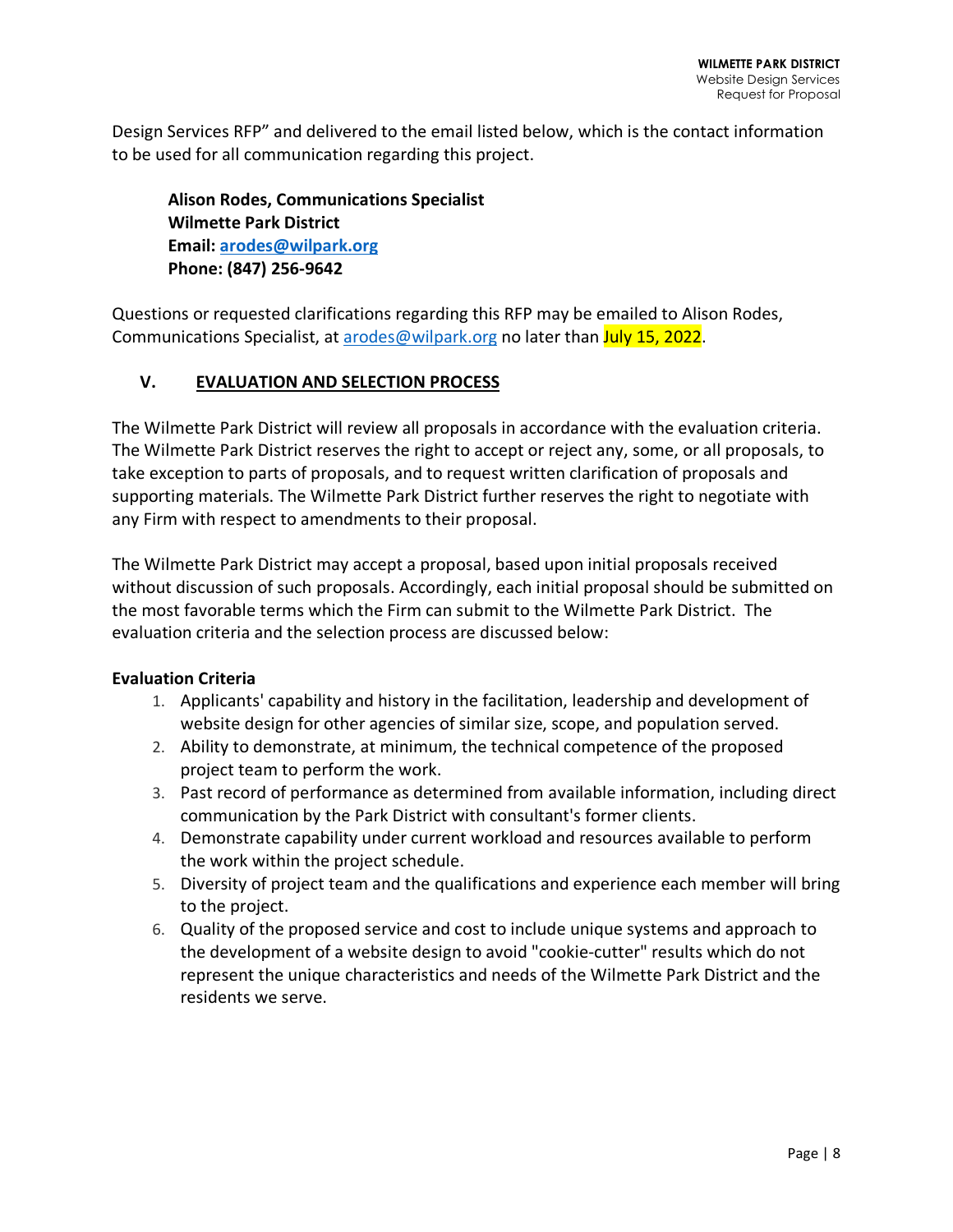Design Services RFP" and delivered to the email listed below, which is the contact information to be used for all communication regarding this project.

**Alison Rodes, Communications Specialist**
**Wilmette Park District**
**Email: arodes@wilpark.org**
**Phone: (847) 256-9642**

Questions or requested clarifications regarding this RFP may be emailed to Alison Rodes, Communications Specialist, at arodes@wilpark.org no later than July 15, 2022.

## V. EVALUATION AND SELECTION PROCESS

The Wilmette Park District will review all proposals in accordance with the evaluation criteria. The Wilmette Park District reserves the right to accept or reject any, some, or all proposals, to take exception to parts of proposals, and to request written clarification of proposals and supporting materials. The Wilmette Park District further reserves the right to negotiate with any Firm with respect to amendments to their proposal.

The Wilmette Park District may accept a proposal, based upon initial proposals received without discussion of such proposals. Accordingly, each initial proposal should be submitted on the most favorable terms which the Firm can submit to the Wilmette Park District. The evaluation criteria and the selection process are discussed below:

**Evaluation Criteria**

1. Applicants' capability and history in the facilitation, leadership and development of website design for other agencies of similar size, scope, and population served.
2. Ability to demonstrate, at minimum, the technical competence of the proposed project team to perform the work.
3. Past record of performance as determined from available information, including direct communication by the Park District with consultant's former clients.
4. Demonstrate capability under current workload and resources available to perform the work within the project schedule.
5. Diversity of project team and the qualifications and experience each member will bring to the project.
6. Quality of the proposed service and cost to include unique systems and approach to the development of a website design to avoid "cookie-cutter" results which do not represent the unique characteristics and needs of the Wilmette Park District and the residents we serve.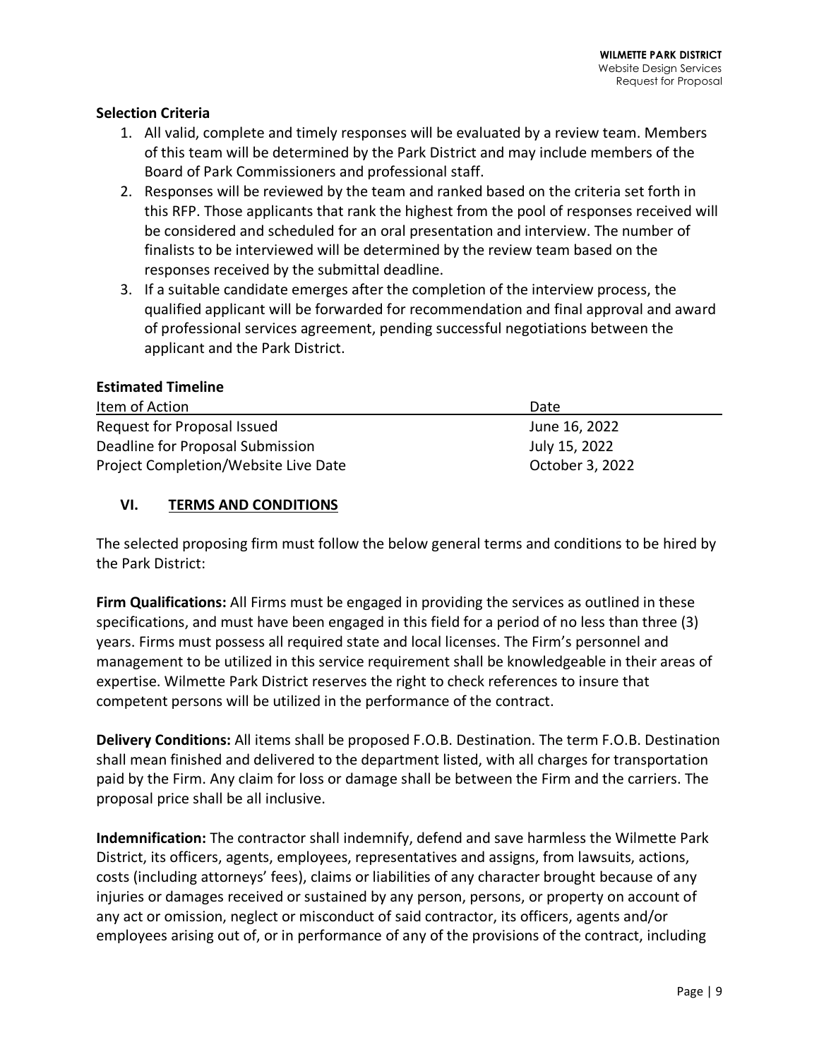**Selection Criteria**

1. All valid, complete and timely responses will be evaluated by a review team. Members of this team will be determined by the Park District and may include members of the Board of Park Commissioners and professional staff.
2. Responses will be reviewed by the team and ranked based on the criteria set forth in this RFP. Those applicants that rank the highest from the pool of responses received will be considered and scheduled for an oral presentation and interview. The number of finalists to be interviewed will be determined by the review team based on the responses received by the submittal deadline.
3. If a suitable candidate emerges after the completion of the interview process, the qualified applicant will be forwarded for recommendation and final approval and award of professional services agreement, pending successful negotiations between the applicant and the Park District.

**Estimated Timeline**

| Item of Action | Date |
|---|---|
| Request for Proposal Issued | June 16, 2022 |
| Deadline for Proposal Submission | July 15, 2022 |
| Project Completion/Website Live Date | October 3, 2022 |

## VI. TERMS AND CONDITIONS

The selected proposing firm must follow the below general terms and conditions to be hired by the Park District:

**Firm Qualifications:** All Firms must be engaged in providing the services as outlined in these specifications, and must have been engaged in this field for a period of no less than three (3) years. Firms must possess all required state and local licenses. The Firm's personnel and management to be utilized in this service requirement shall be knowledgeable in their areas of expertise. Wilmette Park District reserves the right to check references to insure that competent persons will be utilized in the performance of the contract.

**Delivery Conditions:** All items shall be proposed F.O.B. Destination. The term F.O.B. Destination shall mean finished and delivered to the department listed, with all charges for transportation paid by the Firm. Any claim for loss or damage shall be between the Firm and the carriers. The proposal price shall be all inclusive.

**Indemnification:** The contractor shall indemnify, defend and save harmless the Wilmette Park District, its officers, agents, employees, representatives and assigns, from lawsuits, actions, costs (including attorneys' fees), claims or liabilities of any character brought because of any injuries or damages received or sustained by any person, persons, or property on account of any act or omission, neglect or misconduct of said contractor, its officers, agents and/or employees arising out of, or in performance of any of the provisions of the contract, including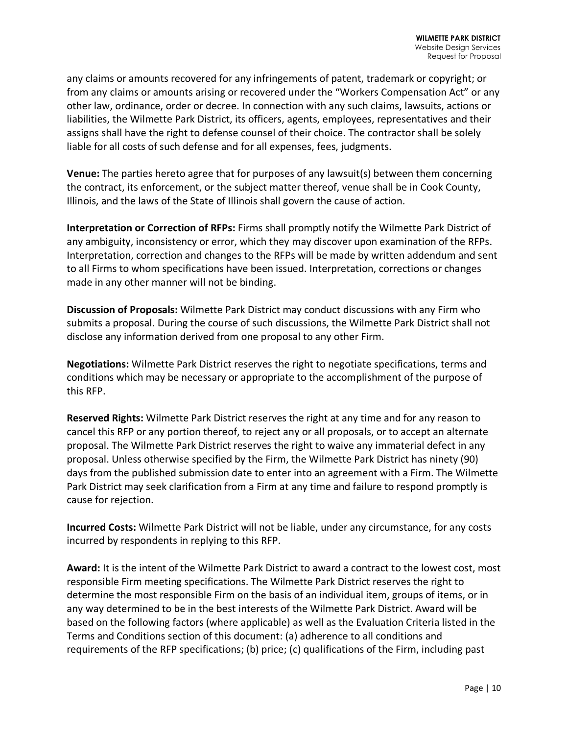any claims or amounts recovered for any infringements of patent, trademark or copyright; or from any claims or amounts arising or recovered under the "Workers Compensation Act" or any other law, ordinance, order or decree. In connection with any such claims, lawsuits, actions or liabilities, the Wilmette Park District, its officers, agents, employees, representatives and their assigns shall have the right to defense counsel of their choice. The contractor shall be solely liable for all costs of such defense and for all expenses, fees, judgments.

**Venue:** The parties hereto agree that for purposes of any lawsuit(s) between them concerning the contract, its enforcement, or the subject matter thereof, venue shall be in Cook County, Illinois, and the laws of the State of Illinois shall govern the cause of action.

**Interpretation or Correction of RFPs:** Firms shall promptly notify the Wilmette Park District of any ambiguity, inconsistency or error, which they may discover upon examination of the RFPs. Interpretation, correction and changes to the RFPs will be made by written addendum and sent to all Firms to whom specifications have been issued. Interpretation, corrections or changes made in any other manner will not be binding.

**Discussion of Proposals:** Wilmette Park District may conduct discussions with any Firm who submits a proposal. During the course of such discussions, the Wilmette Park District shall not disclose any information derived from one proposal to any other Firm.

**Negotiations:** Wilmette Park District reserves the right to negotiate specifications, terms and conditions which may be necessary or appropriate to the accomplishment of the purpose of this RFP.

**Reserved Rights:** Wilmette Park District reserves the right at any time and for any reason to cancel this RFP or any portion thereof, to reject any or all proposals, or to accept an alternate proposal. The Wilmette Park District reserves the right to waive any immaterial defect in any proposal. Unless otherwise specified by the Firm, the Wilmette Park District has ninety (90) days from the published submission date to enter into an agreement with a Firm. The Wilmette Park District may seek clarification from a Firm at any time and failure to respond promptly is cause for rejection.

**Incurred Costs:** Wilmette Park District will not be liable, under any circumstance, for any costs incurred by respondents in replying to this RFP.

**Award:** It is the intent of the Wilmette Park District to award a contract to the lowest cost, most responsible Firm meeting specifications. The Wilmette Park District reserves the right to determine the most responsible Firm on the basis of an individual item, groups of items, or in any way determined to be in the best interests of the Wilmette Park District. Award will be based on the following factors (where applicable) as well as the Evaluation Criteria listed in the Terms and Conditions section of this document: (a) adherence to all conditions and requirements of the RFP specifications; (b) price; (c) qualifications of the Firm, including past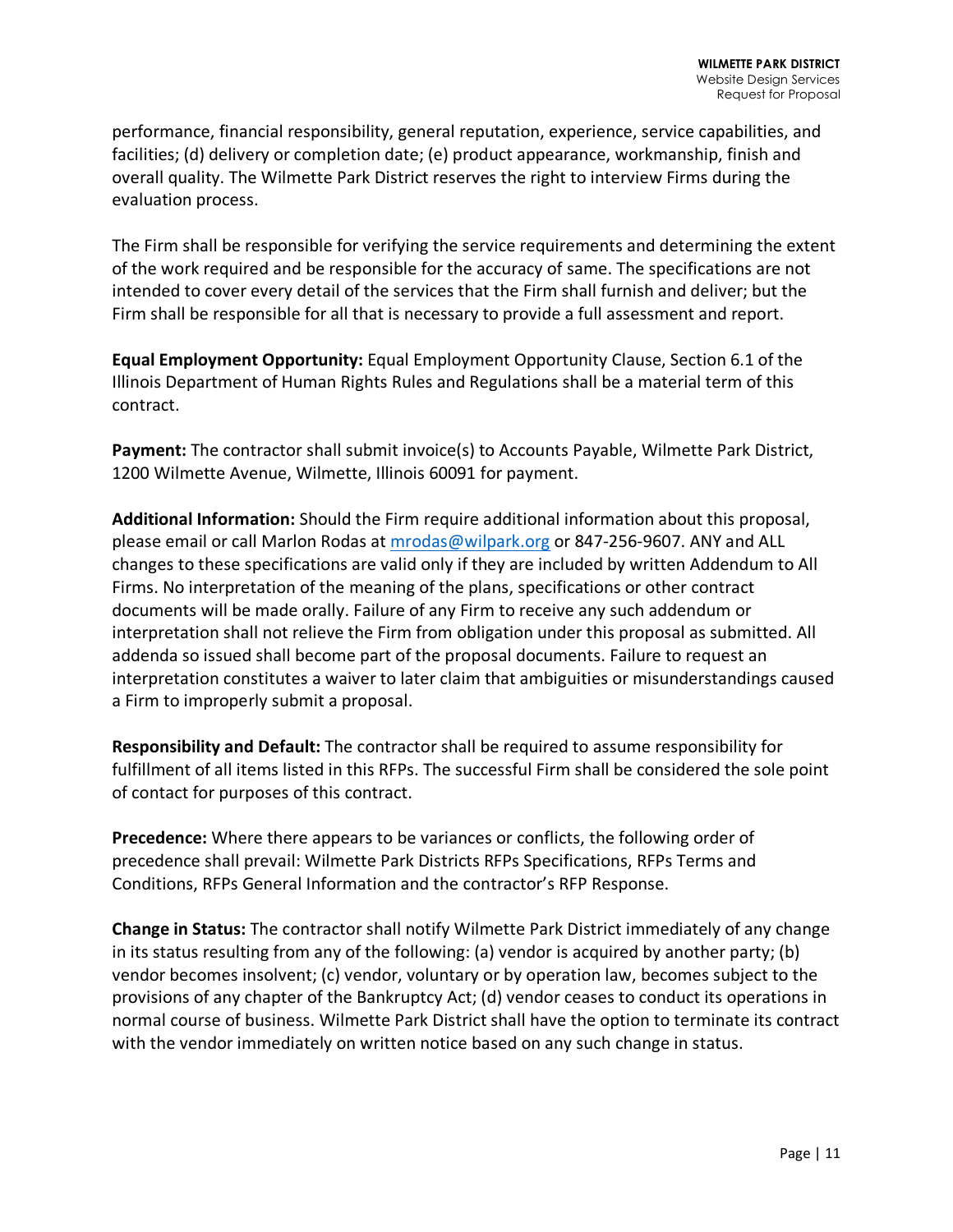performance, financial responsibility, general reputation, experience, service capabilities, and facilities; (d) delivery or completion date; (e) product appearance, workmanship, finish and overall quality. The Wilmette Park District reserves the right to interview Firms during the evaluation process.

The Firm shall be responsible for verifying the service requirements and determining the extent of the work required and be responsible for the accuracy of same. The specifications are not intended to cover every detail of the services that the Firm shall furnish and deliver; but the Firm shall be responsible for all that is necessary to provide a full assessment and report.

**Equal Employment Opportunity:** Equal Employment Opportunity Clause, Section 6.1 of the Illinois Department of Human Rights Rules and Regulations shall be a material term of this contract.

**Payment:** The contractor shall submit invoice(s) to Accounts Payable, Wilmette Park District, 1200 Wilmette Avenue, Wilmette, Illinois 60091 for payment.

**Additional Information:** Should the Firm require additional information about this proposal, please email or call Marlon Rodas at mrodas@wilpark.org or 847-256-9607. ANY and ALL changes to these specifications are valid only if they are included by written Addendum to All Firms. No interpretation of the meaning of the plans, specifications or other contract documents will be made orally. Failure of any Firm to receive any such addendum or interpretation shall not relieve the Firm from obligation under this proposal as submitted. All addenda so issued shall become part of the proposal documents. Failure to request an interpretation constitutes a waiver to later claim that ambiguities or misunderstandings caused a Firm to improperly submit a proposal.

**Responsibility and Default:** The contractor shall be required to assume responsibility for fulfillment of all items listed in this RFPs. The successful Firm shall be considered the sole point of contact for purposes of this contract.

**Precedence:** Where there appears to be variances or conflicts, the following order of precedence shall prevail: Wilmette Park Districts RFPs Specifications, RFPs Terms and Conditions, RFPs General Information and the contractor's RFP Response.

**Change in Status:** The contractor shall notify Wilmette Park District immediately of any change in its status resulting from any of the following: (a) vendor is acquired by another party; (b) vendor becomes insolvent; (c) vendor, voluntary or by operation law, becomes subject to the provisions of any chapter of the Bankruptcy Act; (d) vendor ceases to conduct its operations in normal course of business. Wilmette Park District shall have the option to terminate its contract with the vendor immediately on written notice based on any such change in status.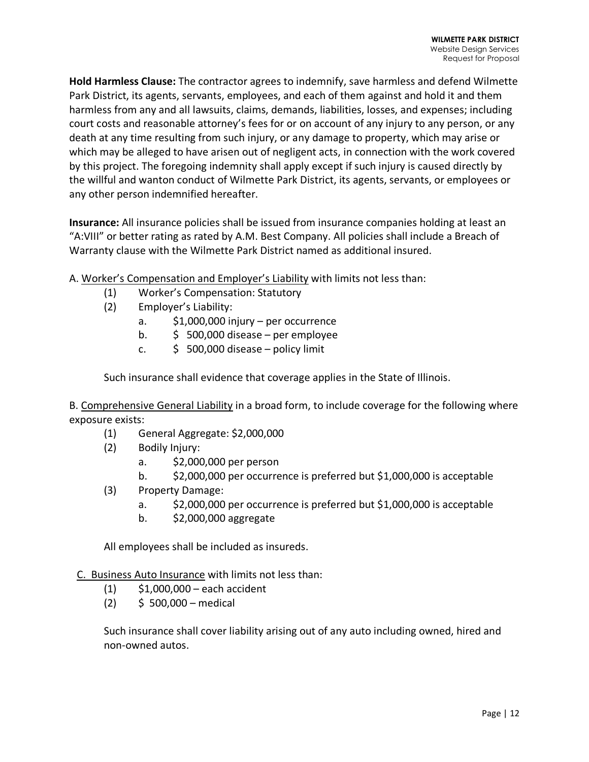**Hold Harmless Clause:** The contractor agrees to indemnify, save harmless and defend Wilmette Park District, its agents, servants, employees, and each of them against and hold it and them harmless from any and all lawsuits, claims, demands, liabilities, losses, and expenses; including court costs and reasonable attorney's fees for or on account of any injury to any person, or any death at any time resulting from such injury, or any damage to property, which may arise or which may be alleged to have arisen out of negligent acts, in connection with the work covered by this project. The foregoing indemnity shall apply except if such injury is caused directly by the willful and wanton conduct of Wilmette Park District, its agents, servants, or employees or any other person indemnified hereafter.

**Insurance:** All insurance policies shall be issued from insurance companies holding at least an "A:VIII" or better rating as rated by A.M. Best Company. All policies shall include a Breach of Warranty clause with the Wilmette Park District named as additional insured.

A. Worker's Compensation and Employer's Liability with limits not less than:

- (1) Worker's Compensation: Statutory
- (2) Employer's Liability:
  - a. $1,000,000 injury – per occurrence
  - b. $ 500,000 disease – per employee
  - c. $ 500,000 disease – policy limit

Such insurance shall evidence that coverage applies in the State of Illinois.

B. Comprehensive General Liability in a broad form, to include coverage for the following where exposure exists:

- (1) General Aggregate: $2,000,000
- (2) Bodily Injury:
  - a. $2,000,000 per person
  - b. $2,000,000 per occurrence is preferred but $1,000,000 is acceptable
- (3) Property Damage:
  - a. $2,000,000 per occurrence is preferred but $1,000,000 is acceptable
  - b. $2,000,000 aggregate

All employees shall be included as insureds.

C. Business Auto Insurance with limits not less than:

- (1) $1,000,000 – each accident
- (2) $ 500,000 – medical

Such insurance shall cover liability arising out of any auto including owned, hired and non-owned autos.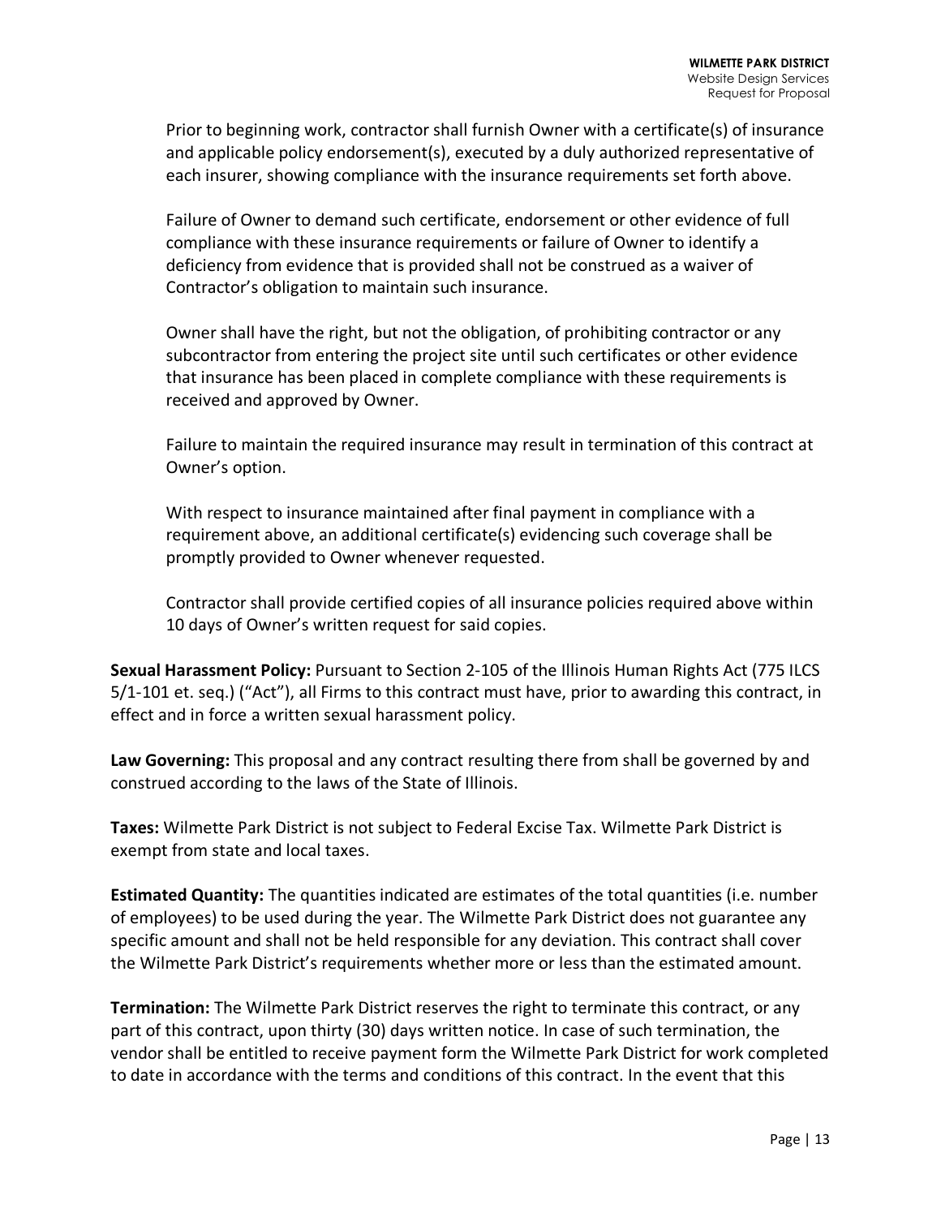Prior to beginning work, contractor shall furnish Owner with a certificate(s) of insurance and applicable policy endorsement(s), executed by a duly authorized representative of each insurer, showing compliance with the insurance requirements set forth above.

Failure of Owner to demand such certificate, endorsement or other evidence of full compliance with these insurance requirements or failure of Owner to identify a deficiency from evidence that is provided shall not be construed as a waiver of Contractor's obligation to maintain such insurance.

Owner shall have the right, but not the obligation, of prohibiting contractor or any subcontractor from entering the project site until such certificates or other evidence that insurance has been placed in complete compliance with these requirements is received and approved by Owner.

Failure to maintain the required insurance may result in termination of this contract at Owner's option.

With respect to insurance maintained after final payment in compliance with a requirement above, an additional certificate(s) evidencing such coverage shall be promptly provided to Owner whenever requested.

Contractor shall provide certified copies of all insurance policies required above within 10 days of Owner's written request for said copies.

**Sexual Harassment Policy:** Pursuant to Section 2-105 of the Illinois Human Rights Act (775 ILCS 5/1-101 et. seq.) ("Act"), all Firms to this contract must have, prior to awarding this contract, in effect and in force a written sexual harassment policy.

**Law Governing:** This proposal and any contract resulting there from shall be governed by and construed according to the laws of the State of Illinois.

**Taxes:** Wilmette Park District is not subject to Federal Excise Tax. Wilmette Park District is exempt from state and local taxes.

**Estimated Quantity:** The quantities indicated are estimates of the total quantities (i.e. number of employees) to be used during the year. The Wilmette Park District does not guarantee any specific amount and shall not be held responsible for any deviation. This contract shall cover the Wilmette Park District's requirements whether more or less than the estimated amount.

**Termination:** The Wilmette Park District reserves the right to terminate this contract, or any part of this contract, upon thirty (30) days written notice. In case of such termination, the vendor shall be entitled to receive payment form the Wilmette Park District for work completed to date in accordance with the terms and conditions of this contract. In the event that this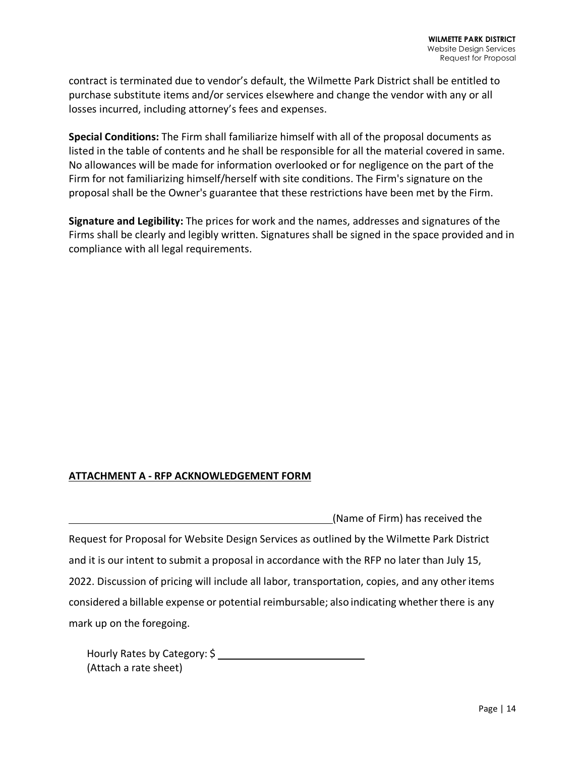contract is terminated due to vendor's default, the Wilmette Park District shall be entitled to purchase substitute items and/or services elsewhere and change the vendor with any or all losses incurred, including attorney's fees and expenses.

**Special Conditions:** The Firm shall familiarize himself with all of the proposal documents as listed in the table of contents and he shall be responsible for all the material covered in same. No allowances will be made for information overlooked or for negligence on the part of the Firm for not familiarizing himself/herself with site conditions. The Firm's signature on the proposal shall be the Owner's guarantee that these restrictions have been met by the Firm.

**Signature and Legibility:** The prices for work and the names, addresses and signatures of the Firms shall be clearly and legibly written. Signatures shall be signed in the space provided and in compliance with all legal requirements.

## ATTACHMENT A - RFP ACKNOWLEDGEMENT FORM

_______________________________________________(Name of Firm) has received the Request for Proposal for Website Design Services as outlined by the Wilmette Park District and it is our intent to submit a proposal in accordance with the RFP no later than July 15, 2022. Discussion of pricing will include all labor, transportation, copies, and any other items considered a billable expense or potential reimbursable; also indicating whether there is any mark up on the foregoing.

Hourly Rates by Category: $ ___________________________
(Attach a rate sheet)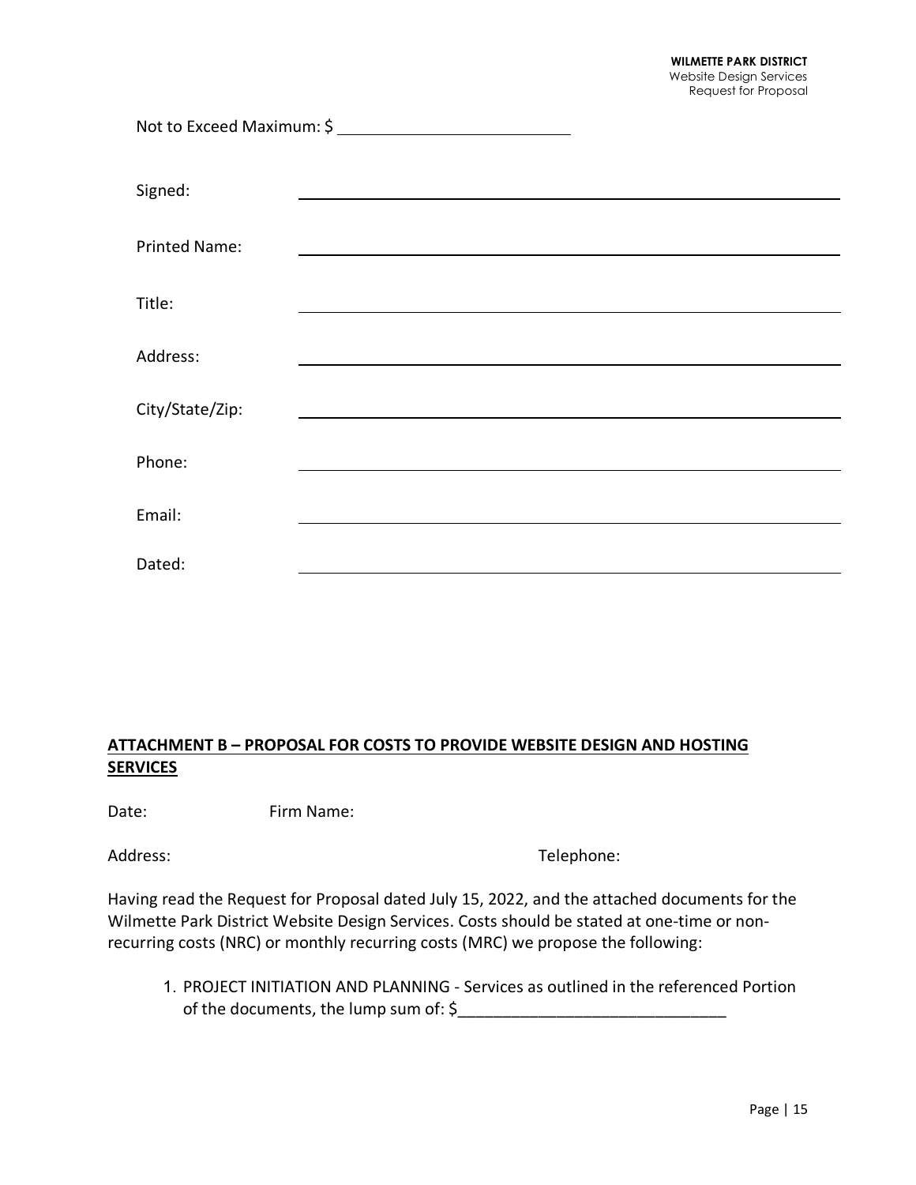Not to Exceed Maximum: $ ____________________________

Signed: ____________________________________________

Printed Name: ____________________________________________

Title: ____________________________________________

Address: ____________________________________________

City/State/Zip: ____________________________________________

Phone: ____________________________________________

Email: ____________________________________________

Dated: ____________________________________________

**ATTACHMENT B – PROPOSAL FOR COSTS TO PROVIDE WEBSITE DESIGN AND HOSTING SERVICES**

Date: Firm Name:

Address: Telephone:

Having read the Request for Proposal dated July 15, 2022, and the attached documents for the Wilmette Park District Website Design Services. Costs should be stated at one-time or non-recurring costs (NRC) or monthly recurring costs (MRC) we propose the following:

1. PROJECT INITIATION AND PLANNING - Services as outlined in the referenced Portion of the documents, the lump sum of: $______________________________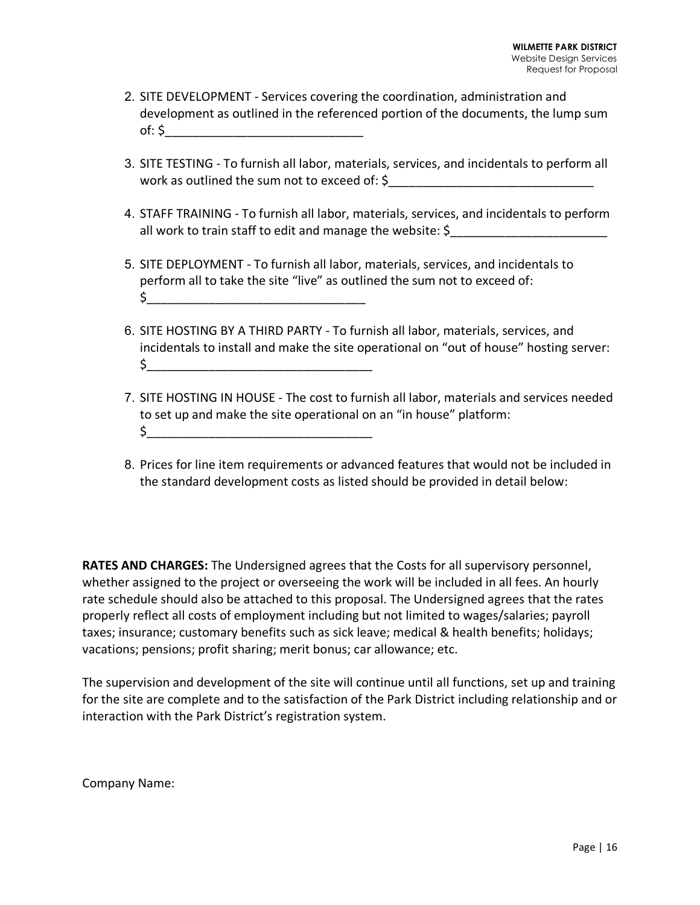2. SITE DEVELOPMENT - Services covering the coordination, administration and development as outlined in the referenced portion of the documents, the lump sum of: $____________________________

3. SITE TESTING - To furnish all labor, materials, services, and incidentals to perform all work as outlined the sum not to exceed of: $_____________________________

4. STAFF TRAINING - To furnish all labor, materials, services, and incidentals to perform all work to train staff to edit and manage the website: $_______________________

5. SITE DEPLOYMENT - To furnish all labor, materials, services, and incidentals to perform all to take the site "live" as outlined the sum not to exceed of: $_______________________________

6. SITE HOSTING BY A THIRD PARTY - To furnish all labor, materials, services, and incidentals to install and make the site operational on "out of house" hosting server: $________________________________

7. SITE HOSTING IN HOUSE - The cost to furnish all labor, materials and services needed to set up and make the site operational on an "in house" platform: $________________________________

8. Prices for line item requirements or advanced features that would not be included in the standard development costs as listed should be provided in detail below:

**RATES AND CHARGES:** The Undersigned agrees that the Costs for all supervisory personnel, whether assigned to the project or overseeing the work will be included in all fees. An hourly rate schedule should also be attached to this proposal. The Undersigned agrees that the rates properly reflect all costs of employment including but not limited to wages/salaries; payroll taxes; insurance; customary benefits such as sick leave; medical & health benefits; holidays; vacations; pensions; profit sharing; merit bonus; car allowance; etc.

The supervision and development of the site will continue until all functions, set up and training for the site are complete and to the satisfaction of the Park District including relationship and or interaction with the Park District's registration system.

Company Name: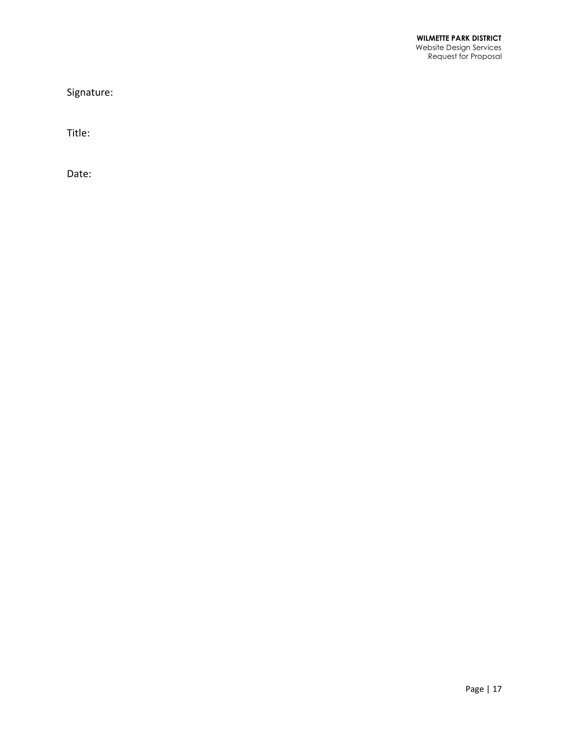Signature:

Title:

Date: